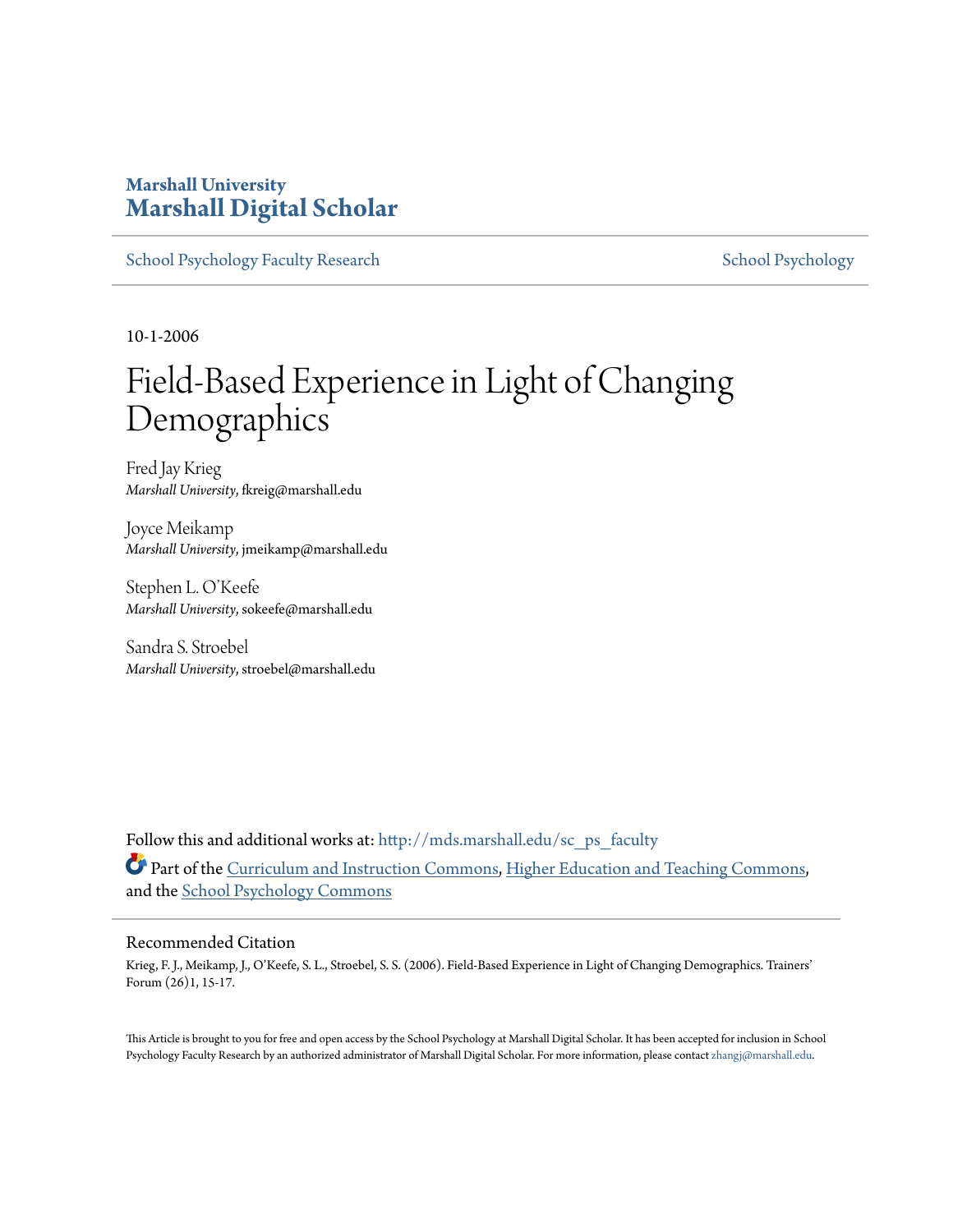Marshall University

# Marshall Digital Scholar

School Psychology Faculty Research | School Psychology

10-1-2006

# Field-Based Experience in Light of Changing Demographics

Fred Jay Krieg
*Marshall University*, fkreig@marshall.edu

Joyce Meikamp
*Marshall University*, jmeikamp@marshall.edu

Stephen L. O'Keefe
*Marshall University*, sokeefe@marshall.edu

Sandra S. Stroebel
*Marshall University*, stroebel@marshall.edu

Follow this and additional works at: http://mds.marshall.edu/sc_ps_faculty

Part of the Curriculum and Instruction Commons, Higher Education and Teaching Commons, and the School Psychology Commons

## Recommended Citation

Krieg, F. J., Meikamp, J., O'Keefe, S. L., Stroebel, S. S. (2006). Field-Based Experience in Light of Changing Demographics. Trainers' Forum (26)1, 15-17.

This Article is brought to you for free and open access by the School Psychology at Marshall Digital Scholar. It has been accepted for inclusion in School Psychology Faculty Research by an authorized administrator of Marshall Digital Scholar. For more information, please contact zhangj@marshall.edu.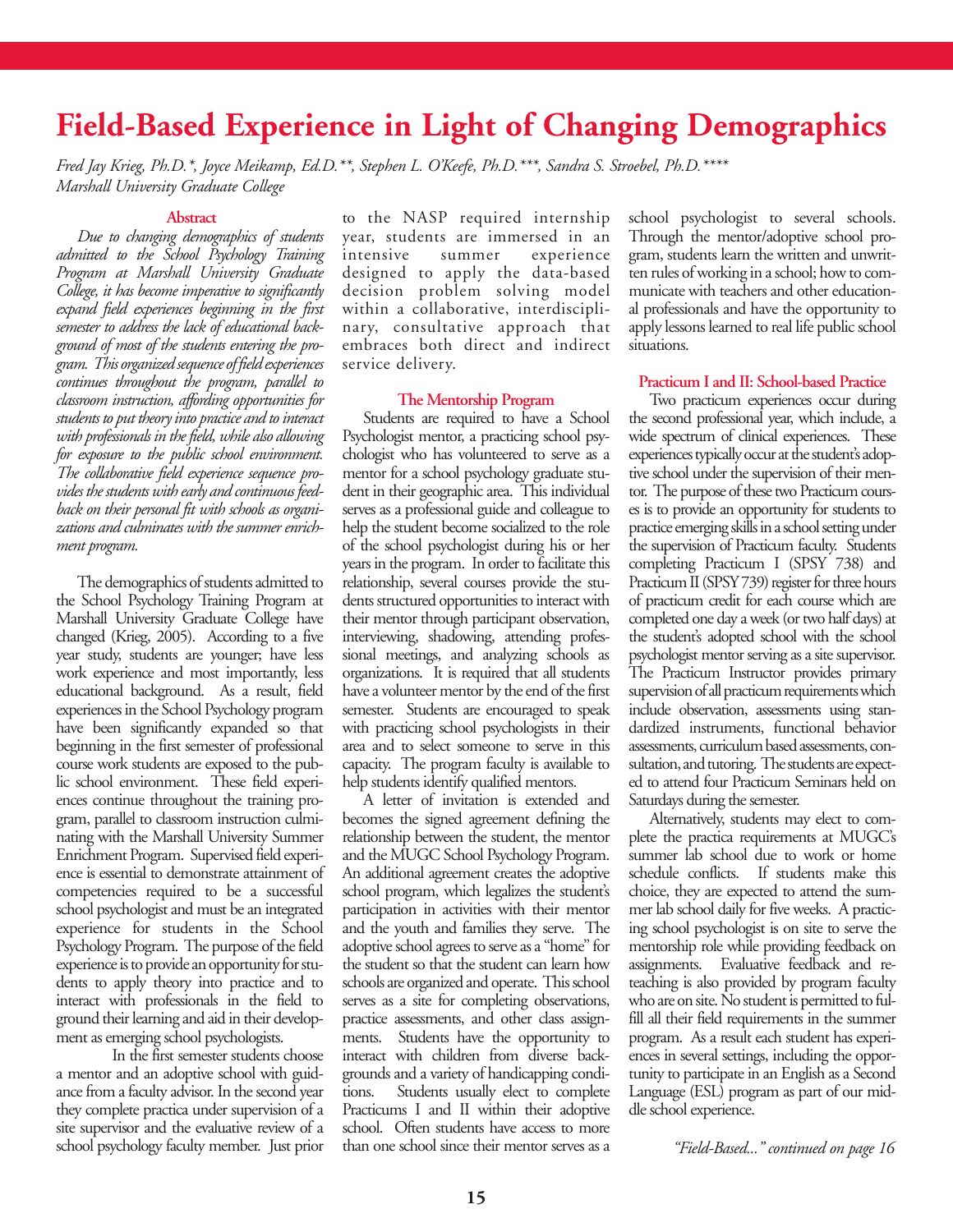# Field-Based Experience in Light of Changing Demographics

*Fred Jay Krieg, Ph.D.\*, Joyce Meikamp, Ed.D.\*\*, Stephen L. O'Keefe, Ph.D.\*\*\*, Sandra S. Stroebel, Ph.D.\*\*\*\**
*Marshall University Graduate College*

## Abstract

*Due to changing demographics of students admitted to the School Psychology Training Program at Marshall University Graduate College, it has become imperative to significantly expand field experiences beginning in the first semester to address the lack of educational background of most of the students entering the program. This organized sequence of field experiences continues throughout the program, parallel to classroom instruction, affording opportunities for students to put theory into practice and to interact with professionals in the field, while also allowing for exposure to the public school environment. The collaborative field experience sequence provides the students with early and continuous feedback on their personal fit with schools as organizations and culminates with the summer enrichment program.*

The demographics of students admitted to the School Psychology Training Program at Marshall University Graduate College have changed (Krieg, 2005). According to a five year study, students are younger; have less work experience and most importantly, less educational background. As a result, field experiences in the School Psychology program have been significantly expanded so that beginning in the first semester of professional course work students are exposed to the public school environment. These field experiences continue throughout the training program, parallel to classroom instruction culminating with the Marshall University Summer Enrichment Program. Supervised field experience is essential to demonstrate attainment of competencies required to be a successful school psychologist and must be an integrated experience for students in the School Psychology Program. The purpose of the field experience is to provide an opportunity for students to apply theory into practice and to interact with professionals in the field to ground their learning and aid in their development as emerging school psychologists.

In the first semester students choose a mentor and an adoptive school with guidance from a faculty advisor. In the second year they complete practica under supervision of a site supervisor and the evaluative review of a school psychology faculty member. Just prior to the NASP required internship year, students are immersed in an intensive summer experience designed to apply the data-based decision problem solving model within a collaborative, interdisciplinary, consultative approach that embraces both direct and indirect service delivery.

## The Mentorship Program

Students are required to have a School Psychologist mentor, a practicing school psychologist who has volunteered to serve as a mentor for a school psychology graduate student in their geographic area. This individual serves as a professional guide and colleague to help the student become socialized to the role of the school psychologist during his or her years in the program. In order to facilitate this relationship, several courses provide the students structured opportunities to interact with their mentor through participant observation, interviewing, shadowing, attending professional meetings, and analyzing schools as organizations. It is required that all students have a volunteer mentor by the end of the first semester. Students are encouraged to speak with practicing school psychologists in their area and to select someone to serve in this capacity. The program faculty is available to help students identify qualified mentors.

A letter of invitation is extended and becomes the signed agreement defining the relationship between the student, the mentor and the MUGC School Psychology Program. An additional agreement creates the adoptive school program, which legalizes the student's participation in activities with their mentor and the youth and families they serve. The adoptive school agrees to serve as a "home" for the student so that the student can learn how schools are organized and operate. This school serves as a site for completing observations, practice assessments, and other class assignments. Students have the opportunity to interact with children from diverse backgrounds and a variety of handicapping conditions. Students usually elect to complete Practicums I and II within their adoptive school. Often students have access to more than one school since their mentor serves as a school psychologist to several schools. Through the mentor/adoptive school program, students learn the written and unwritten rules of working in a school; how to communicate with teachers and other educational professionals and have the opportunity to apply lessons learned to real life public school situations.

## Practicum I and II: School-based Practice

Two practicum experiences occur during the second professional year, which include, a wide spectrum of clinical experiences. These experiences typically occur at the student's adoptive school under the supervision of their mentor. The purpose of these two Practicum courses is to provide an opportunity for students to practice emerging skills in a school setting under the supervision of Practicum faculty. Students completing Practicum I (SPSY 738) and Practicum II (SPSY 739) register for three hours of practicum credit for each course which are completed one day a week (or two half days) at the student's adopted school with the school psychologist mentor serving as a site supervisor. The Practicum Instructor provides primary supervision of all practicum requirements which include observation, assessments using standardized instruments, functional behavior assessments, curriculum based assessments, consultation, and tutoring. The students are expected to attend four Practicum Seminars held on Saturdays during the semester.

Alternatively, students may elect to complete the practica requirements at MUGC's summer lab school due to work or home schedule conflicts. If students make this choice, they are expected to attend the summer lab school daily for five weeks. A practicing school psychologist is on site to serve the mentorship role while providing feedback on assignments. Evaluative feedback and re-teaching is also provided by program faculty who are on site. No student is permitted to fulfill all their field requirements in the summer program. As a result each student has experiences in several settings, including the opportunity to participate in an English as a Second Language (ESL) program as part of our middle school experience.

*"Field-Based..." continued on page 16*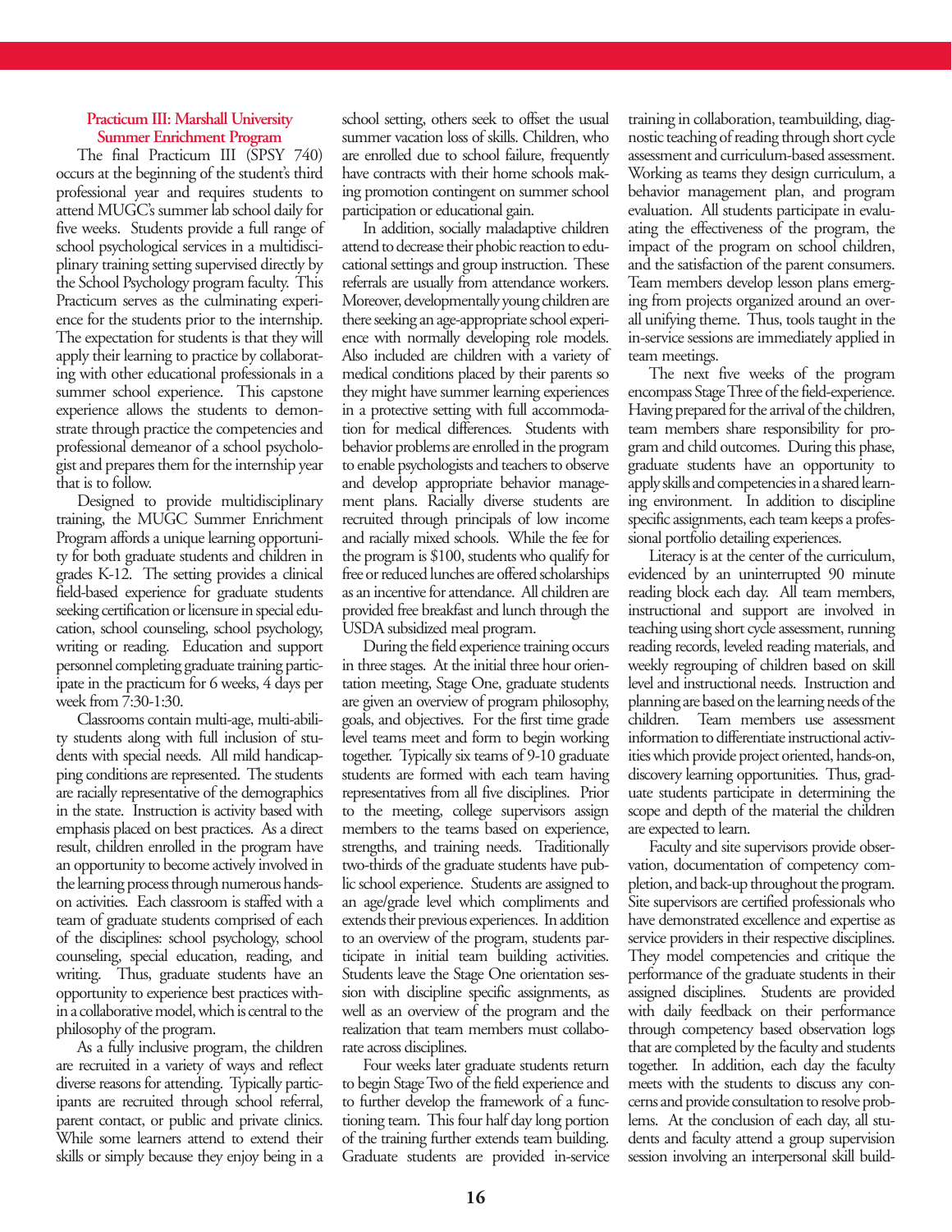### Practicum III: Marshall University Summer Enrichment Program

The final Practicum III (SPSY 740) occurs at the beginning of the student's third professional year and requires students to attend MUGC's summer lab school daily for five weeks. Students provide a full range of school psychological services in a multidisciplinary training setting supervised directly by the School Psychology program faculty. This Practicum serves as the culminating experience for the students prior to the internship. The expectation for students is that they will apply their learning to practice by collaborating with other educational professionals in a summer school experience. This capstone experience allows the students to demonstrate through practice the competencies and professional demeanor of a school psychologist and prepares them for the internship year that is to follow.

Designed to provide multidisciplinary training, the MUGC Summer Enrichment Program affords a unique learning opportunity for both graduate students and children in grades K-12. The setting provides a clinical field-based experience for graduate students seeking certification or licensure in special education, school counseling, school psychology, writing or reading. Education and support personnel completing graduate training participate in the practicum for 6 weeks, 4 days per week from 7:30-1:30.

Classrooms contain multi-age, multi-ability students along with full inclusion of students with special needs. All mild handicapping conditions are represented. The students are racially representative of the demographics in the state. Instruction is activity based with emphasis placed on best practices. As a direct result, children enrolled in the program have an opportunity to become actively involved in the learning process through numerous hands-on activities. Each classroom is staffed with a team of graduate students comprised of each of the disciplines: school psychology, school counseling, special education, reading, and writing. Thus, graduate students have an opportunity to experience best practices within a collaborative model, which is central to the philosophy of the program.

As a fully inclusive program, the children are recruited in a variety of ways and reflect diverse reasons for attending. Typically participants are recruited through school referral, parent contact, or public and private clinics. While some learners attend to extend their skills or simply because they enjoy being in a school setting, others seek to offset the usual summer vacation loss of skills. Children, who are enrolled due to school failure, frequently have contracts with their home schools making promotion contingent on summer school participation or educational gain.

In addition, socially maladaptive children attend to decrease their phobic reaction to educational settings and group instruction. These referrals are usually from attendance workers. Moreover, developmentally young children are there seeking an age-appropriate school experience with normally developing role models. Also included are children with a variety of medical conditions placed by their parents so they might have summer learning experiences in a protective setting with full accommodation for medical differences. Students with behavior problems are enrolled in the program to enable psychologists and teachers to observe and develop appropriate behavior management plans. Racially diverse students are recruited through principals of low income and racially mixed schools. While the fee for the program is $100, students who qualify for free or reduced lunches are offered scholarships as an incentive for attendance. All children are provided free breakfast and lunch through the USDA subsidized meal program.

During the field experience training occurs in three stages. At the initial three hour orientation meeting, Stage One, graduate students are given an overview of program philosophy, goals, and objectives. For the first time grade level teams meet and form to begin working together. Typically six teams of 9-10 graduate students are formed with each team having representatives from all five disciplines. Prior to the meeting, college supervisors assign members to the teams based on experience, strengths, and training needs. Traditionally two-thirds of the graduate students have public school experience. Students are assigned to an age/grade level which compliments and extends their previous experiences. In addition to an overview of the program, students participate in initial team building activities. Students leave the Stage One orientation session with discipline specific assignments, as well as an overview of the program and the realization that team members must collaborate across disciplines.

Four weeks later graduate students return to begin Stage Two of the field experience and to further develop the framework of a functioning team. This four half day long portion of the training further extends team building. Graduate students are provided in-service training in collaboration, teambuilding, diagnostic teaching of reading through short cycle assessment and curriculum-based assessment. Working as teams they design curriculum, a behavior management plan, and program evaluation. All students participate in evaluating the effectiveness of the program, the impact of the program on school children, and the satisfaction of the parent consumers. Team members develop lesson plans emerging from projects organized around an overall unifying theme. Thus, tools taught in the in-service sessions are immediately applied in team meetings.

The next five weeks of the program encompass Stage Three of the field-experience. Having prepared for the arrival of the children, team members share responsibility for program and child outcomes. During this phase, graduate students have an opportunity to apply skills and competencies in a shared learning environment. In addition to discipline specific assignments, each team keeps a professional portfolio detailing experiences.

Literacy is at the center of the curriculum, evidenced by an uninterrupted 90 minute reading block each day. All team members, instructional and support are involved in teaching using short cycle assessment, running reading records, leveled reading materials, and weekly regrouping of children based on skill level and instructional needs. Instruction and planning are based on the learning needs of the children. Team members use assessment information to differentiate instructional activities which provide project oriented, hands-on, discovery learning opportunities. Thus, graduate students participate in determining the scope and depth of the material the children are expected to learn.

Faculty and site supervisors provide observation, documentation of competency completion, and back-up throughout the program. Site supervisors are certified professionals who have demonstrated excellence and expertise as service providers in their respective disciplines. They model competencies and critique the performance of the graduate students in their assigned disciplines. Students are provided with daily feedback on their performance through competency based observation logs that are completed by the faculty and students together. In addition, each day the faculty meets with the students to discuss any concerns and provide consultation to resolve problems. At the conclusion of each day, all students and faculty attend a group supervision session involving an interpersonal skill build-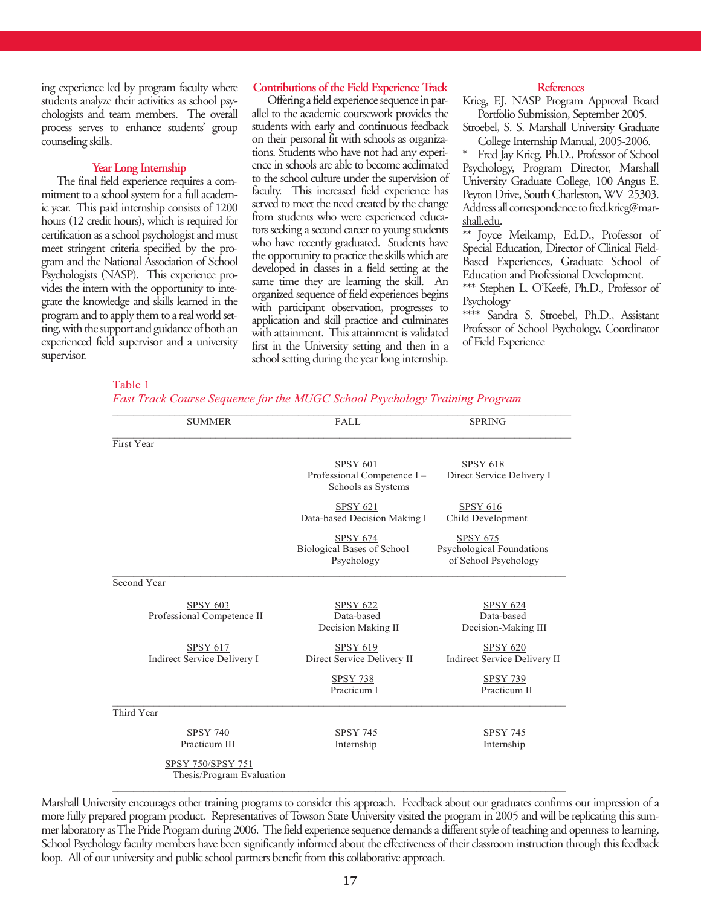ing experience led by program faculty where students analyze their activities as school psychologists and team members. The overall process serves to enhance students' group counseling skills.

### Year Long Internship

The final field experience requires a commitment to a school system for a full academic year. This paid internship consists of 1200 hours (12 credit hours), which is required for certification as a school psychologist and must meet stringent criteria specified by the program and the National Association of School Psychologists (NASP). This experience provides the intern with the opportunity to integrate the knowledge and skills learned in the program and to apply them to a real world setting, with the support and guidance of both an experienced field supervisor and a university supervisor.

### Contributions of the Field Experience Track

Offering a field experience sequence in parallel to the academic coursework provides the students with early and continuous feedback on their personal fit with schools as organizations. Students who have not had any experience in schools are able to become acclimated to the school culture under the supervision of faculty. This increased field experience has served to meet the need created by the change from students who were experienced educators seeking a second career to young students who have recently graduated. Students have the opportunity to practice the skills which are developed in classes in a field setting at the same time they are learning the skill. An organized sequence of field experiences begins with participant observation, progresses to application and skill practice and culminates with attainment. This attainment is validated first in the University setting and then in a school setting during the year long internship.

### References

Krieg, F.J. NASP Program Approval Board Portfolio Submission, September 2005.

Stroebel, S. S. Marshall University Graduate College Internship Manual, 2005-2006.

\* Fred Jay Krieg, Ph.D., Professor of School Psychology, Program Director, Marshall University Graduate College, 100 Angus E. Peyton Drive, South Charleston, WV 25303. Address all correspondence to fred.krieg@marshall.edu.

\** Joyce Meikamp, Ed.D., Professor of Special Education, Director of Clinical Field-Based Experiences, Graduate School of Education and Professional Development.

\*** Stephen L. O'Keefe, Ph.D., Professor of Psychology

\**** Sandra S. Stroebel, Ph.D., Assistant Professor of School Psychology, Coordinator of Field Experience

Table 1
*Fast Track Course Sequence for the MUGC School Psychology Training Program*

| | SUMMER | FALL | SPRING |
|---|---|---|---|
| First Year | | | |
| | | SPSY 601 Professional Competence I – Schools as Systems | SPSY 618 Direct Service Delivery I |
| | | SPSY 621 Data-based Decision Making I | SPSY 616 Child Development |
| | | SPSY 674 Biological Bases of School Psychology | SPSY 675 Psychological Foundations of School Psychology |
| Second Year | | | |
| | SPSY 603 Professional Competence II | SPSY 622 Data-based Decision Making II | SPSY 624 Data-based Decision-Making III |
| | SPSY 617 Indirect Service Delivery I | SPSY 619 Direct Service Delivery II | SPSY 620 Indirect Service Delivery II |
| | | SPSY 738 Practicum I | SPSY 739 Practicum II |
| Third Year | | | |
| | SPSY 740 Practicum III | SPSY 745 Internship | SPSY 745 Internship |
| | SPSY 750/SPSY 751 Thesis/Program Evaluation | | |

Marshall University encourages other training programs to consider this approach. Feedback about our graduates confirms our impression of a more fully prepared program product. Representatives of Towson State University visited the program in 2005 and will be replicating this summer laboratory as The Pride Program during 2006. The field experience sequence demands a different style of teaching and openness to learning. School Psychology faculty members have been significantly informed about the effectiveness of their classroom instruction through this feedback loop. All of our university and public school partners benefit from this collaborative approach.